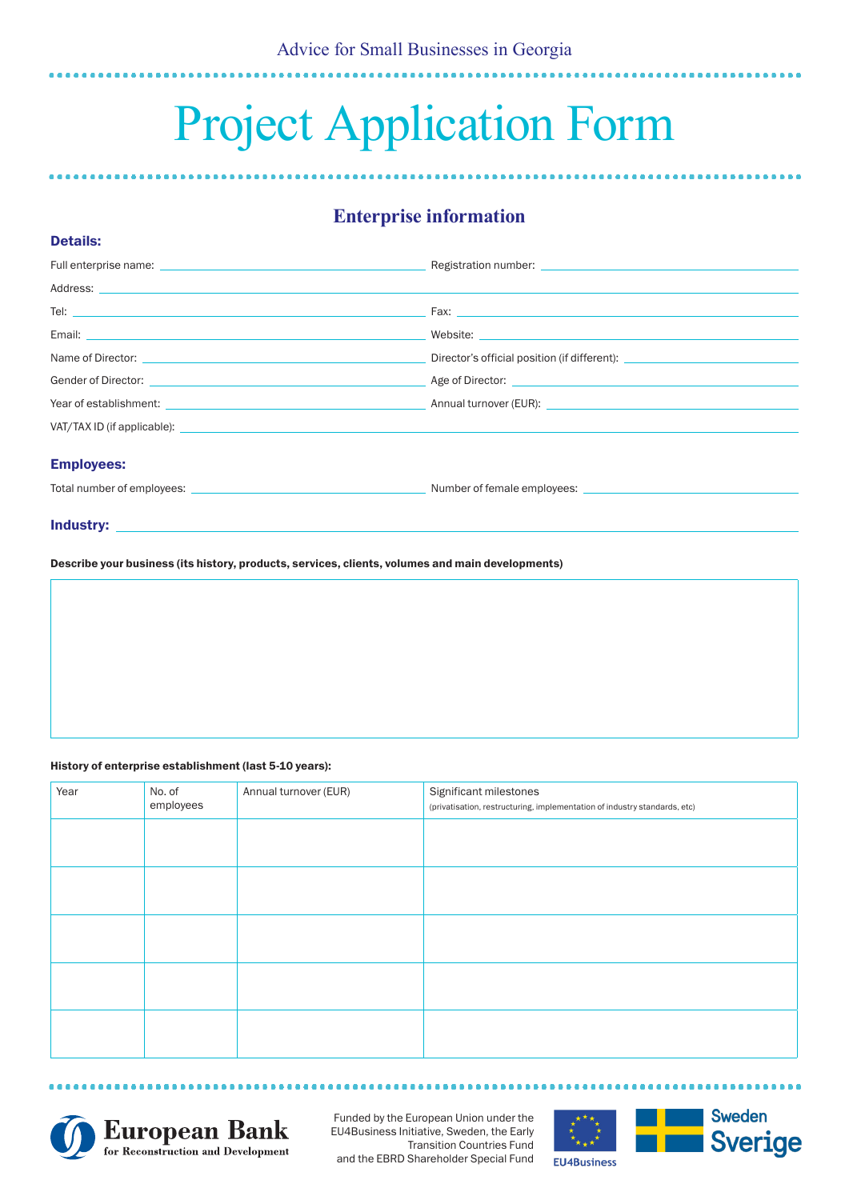Advice for Small Businesses in Georgia

# Project Application Form

## Enterprise information

**Details:**

Full enterprise name: ______________________ Registration number: ______________________

Address: ______________________

Tel: ______________________ Fax: ______________________

Email: ______________________ Website: ______________________

Name of Director: ______________________ Director's official position (if different): ______________________

Gender of Director: ______________________ Age of Director: ______________________

Year of establishment: ______________________ Annual turnover (EUR): ______________________

VAT/TAX ID (if applicable): ______________________

**Employees:**

Total number of employees: ______________________ Number of female employees: ______________________

**Industry:** ______________________

**Describe your business (its history, products, services, clients, volumes and main developments)**

| |
|---|
| |

**History of enterprise establishment (last 5-10 years):**

| Year | No. of employees | Annual turnover (EUR) | Significant milestones (privatisation, restructuring, implementation of industry standards, etc) |
|---|---|---|---|
| | | | |
| | | | |
| | | | |
| | | | |
| | | | |

European Bank for Reconstruction and Development

Funded by the European Union under the EU4Business Initiative, Sweden, the Early Transition Countries Fund and the EBRD Shareholder Special Fund

EU4Business

Sweden Sverige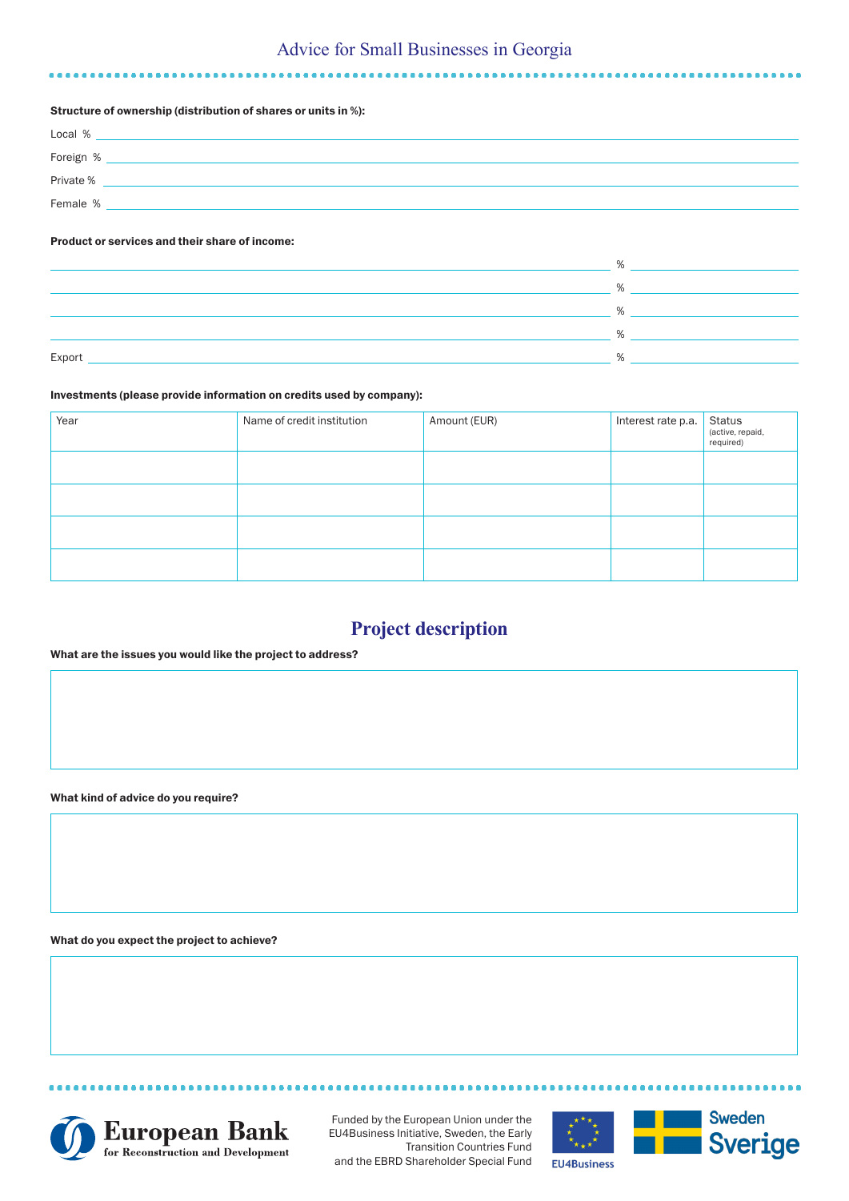**Structure of ownership (distribution of shares or units in %):**

Local % ____________________

Foreign % ____________________

Private % ____________________

Female % ____________________

**Product or services and their share of income:**

____________________ % ____________________

____________________ % ____________________

____________________ % ____________________

____________________ % ____________________

Export ____________________ % ____________________

**Investments (please provide information on credits used by company):**

| Year | Name of credit institution | Amount (EUR) | Interest rate p.a. | Status (active, repaid, required) |
|---|---|---|---|---|
| | | | | |
| | | | | |
| | | | | |
| | | | | |

## Project description

**What are the issues you would like the project to address?**

**What kind of advice do you require?**

**What do you expect the project to achieve?**

Funded by the European Union under the EU4Business Initiative, Sweden, the Early Transition Countries Fund and the EBRD Shareholder Special Fund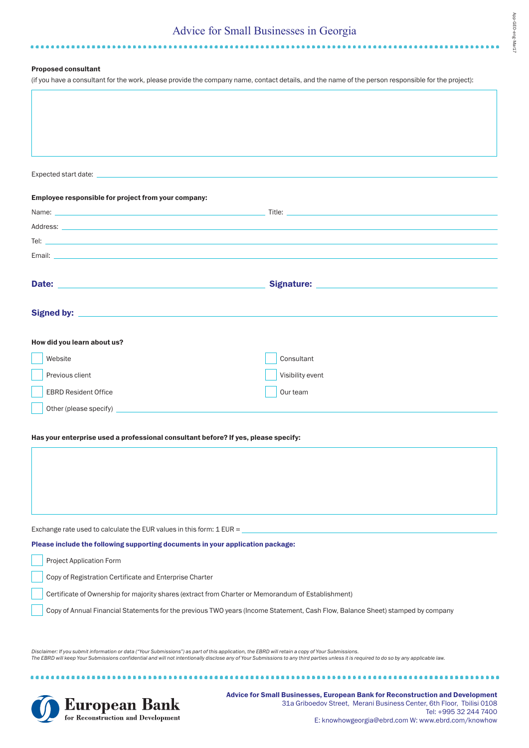# Advice for Small Businesses in Georgia

**Proposed consultant**

(if you have a consultant for the work, please provide the company name, contact details, and the name of the person responsible for the project):

Expected start date: ______________________

**Employee responsible for project from your company:**

Name: ______________________ Title: ______________________

Address: ______________________

Tel: ______________________

Email: ______________________

**Date:** ______________________ **Signature:** ______________________

**Signed by:** ______________________

**How did you learn about us?**

- ☐ Website
- ☐ Previous client
- ☐ EBRD Resident Office
- ☐ Consultant
- ☐ Visibility event
- ☐ Our team
- ☐ Other (please specify) ______________________

**Has your enterprise used a professional consultant before? If yes, please specify:**

Exchange rate used to calculate the EUR values in this form: 1 EUR = ______________________

**Please include the following supporting documents in your application package:**

- ☐ Project Application Form
- ☐ Copy of Registration Certificate and Enterprise Charter
- ☐ Certificate of Ownership for majority shares (extract from Charter or Memorandum of Establishment)
- ☐ Copy of Annual Financial Statements for the previous TWO years (Income Statement, Cash Flow, Balance Sheet) stamped by company

*Disclaimer: If you submit information or data ("Your Submissions") as part of this application, the EBRD will retain a copy of Your Submissions. The EBRD will keep Your Submissions confidential and will not intentionally disclose any of Your Submissions to any third parties unless it is required to do so by any applicable law.*

European Bank for Reconstruction and Development

**Advice for Small Businesses, European Bank for Reconstruction and Development**
31a Griboedov Street, Merani Business Center, 6th Floor, Tbilisi 0108
Tel: +995 32 244 7400
E: knowhowgeorgia@ebrd.com W: www.ebrd.com/knowhow